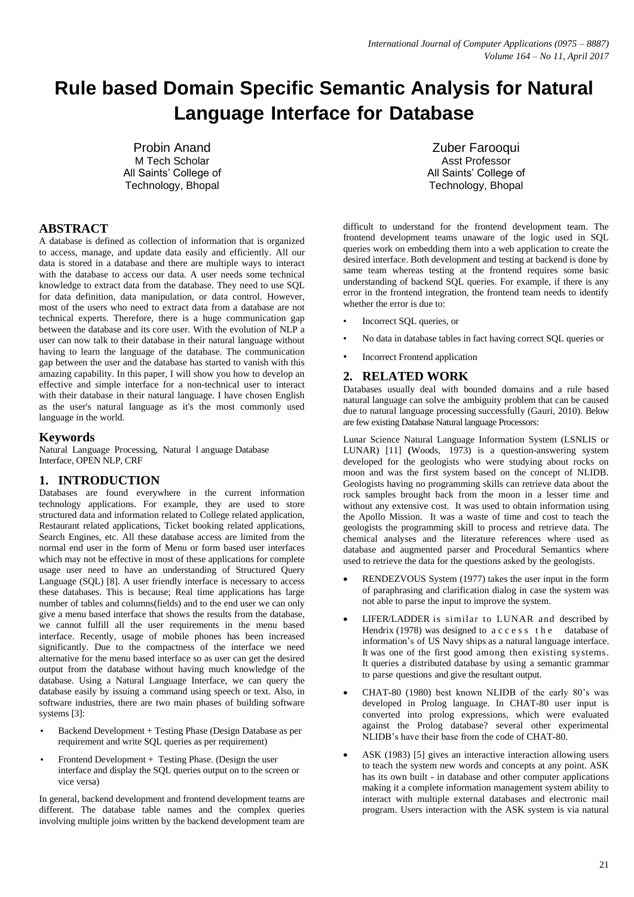# Rule based Domain Specific Semantic Analysis for Natural Language Interface for Database

Probin Anand
M Tech Scholar
All Saints' College of Technology, Bhopal

Zuber Farooqui
Asst Professor
All Saints' College of Technology, Bhopal

## ABSTRACT

A database is defined as collection of information that is organized to access, manage, and update data easily and efficiently. All our data is stored in a database and there are multiple ways to interact with the database to access our data. A user needs some technical knowledge to extract data from the database. They need to use SQL for data definition, data manipulation, or data control. However, most of the users who need to extract data from a database are not technical experts. Therefore, there is a huge communication gap between the database and its core user. With the evolution of NLP a user can now talk to their database in their natural language without having to learn the language of the database. The communication gap between the user and the database has started to vanish with this amazing capability. In this paper, I will show you how to develop an effective and simple interface for a non-technical user to interact with their database in their natural language. I have chosen English as the user's natural language as it's the most commonly used language in the world.

## Keywords

Natural Language Processing, Natural l anguage Database Interface, OPEN NLP, CRF

## 1. INTRODUCTION

Databases are found everywhere in the current information technology applications. For example, they are used to store structured data and information related to College related application, Restaurant related applications, Ticket booking related applications, Search Engines, etc. All these database access are limited from the normal end user in the form of Menu or form based user interfaces which may not be effective in most of these applications for complete usage user need to have an understanding of Structured Query Language (SQL) [8]. A user friendly interface is necessary to access these databases. This is because; Real time applications has large number of tables and columns(fields) and to the end user we can only give a menu based interface that shows the results from the database, we cannot fulfill all the user requirements in the menu based interface. Recently, usage of mobile phones has been increased significantly. Due to the compactness of the interface we need alternative for the menu based interface so as user can get the desired output from the database without having much knowledge of the database. Using a Natural Language Interface, we can query the database easily by issuing a command using speech or text. Also, in software industries, there are two main phases of building software systems [3]:

- Backend Development + Testing Phase (Design Database as per requirement and write SQL queries as per requirement)
- Frontend Development + Testing Phase. (Design the user interface and display the SQL queries output on to the screen or vice versa)

In general, backend development and frontend development teams are different. The database table names and the complex queries involving multiple joins written by the backend development team are difficult to understand for the frontend development team. The frontend development teams unaware of the logic used in SQL queries work on embedding them into a web application to create the desired interface. Both development and testing at backend is done by same team whereas testing at the frontend requires some basic understanding of backend SQL queries. For example, if there is any error in the frontend integration, the frontend team needs to identify whether the error is due to:

- Incorrect SQL queries, or
- No data in database tables in fact having correct SQL queries or
- Incorrect Frontend application

## 2. RELATED WORK

Databases usually deal with bounded domains and a rule based natural language can solve the ambiguity problem that can be caused due to natural language processing successfully (Gauri, 2010). Below are few existing Database Natural language Processors:

Lunar Science Natural Language Information System (LSNLIS or LUNAR) [11] (Woods, 1973) is a question-answering system developed for the geologists who were studying about rocks on moon and was the first system based on the concept of NLIDB. Geologists having no programming skills can retrieve data about the rock samples brought back from the moon in a lesser time and without any extensive cost. It was used to obtain information using the Apollo Mission. It was a waste of time and cost to teach the geologists the programming skill to process and retrieve data. The chemical analyses and the literature references where used as database and augmented parser and Procedural Semantics where used to retrieve the data for the questions asked by the geologists.

- RENDEZVOUS System (1977) takes the user input in the form of paraphrasing and clarification dialog in case the system was not able to parse the input to improve the system.
- LIFER/LADDER is similar to LUNAR and described by Hendrix (1978) was designed to access the database of information's of US Navy ships as a natural language interface. It was one of the first good among then existing systems. It queries a distributed database by using a semantic grammar to parse questions and give the resultant output.
- CHAT-80 (1980) best known NLIDB of the early 80's was developed in Prolog language. In CHAT-80 user input is converted into prolog expressions, which were evaluated against the Prolog database? several other experimental NLIDB's have their base from the code of CHAT-80.
- ASK (1983) [5] gives an interactive interaction allowing users to teach the system new words and concepts at any point. ASK has its own built - in database and other computer applications making it a complete information management system ability to interact with multiple external databases and electronic mail program. Users interaction with the ASK system is via natural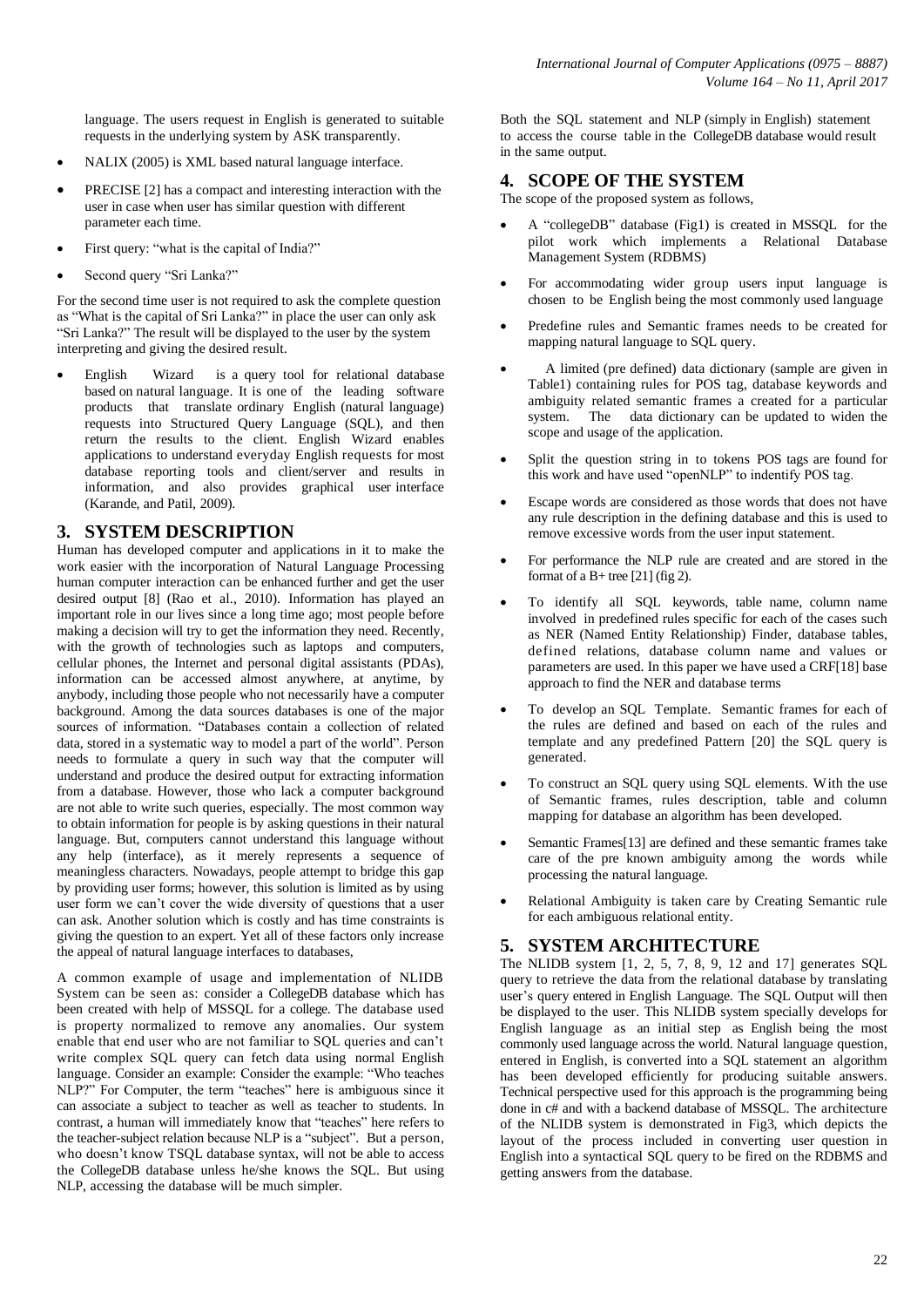language. The users request in English is generated to suitable requests in the underlying system by ASK transparently.

- NALIX (2005) is XML based natural language interface.
- PRECISE [2] has a compact and interesting interaction with the user in case when user has similar question with different parameter each time.
- First query: "what is the capital of India?"
- Second query "Sri Lanka?"

For the second time user is not required to ask the complete question as "What is the capital of Sri Lanka?" in place the user can only ask "Sri Lanka?" The result will be displayed to the user by the system interpreting and giving the desired result.

- English Wizard is a query tool for relational database based on natural language. It is one of the leading software products that translate ordinary English (natural language) requests into Structured Query Language (SQL), and then return the results to the client. English Wizard enables applications to understand everyday English requests for most database reporting tools and client/server and results in information, and also provides graphical user interface (Karande, and Patil, 2009).

## 3. SYSTEM DESCRIPTION

Human has developed computer and applications in it to make the work easier with the incorporation of Natural Language Processing human computer interaction can be enhanced further and get the user desired output [8] (Rao et al., 2010). Information has played an important role in our lives since a long time ago; most people before making a decision will try to get the information they need. Recently, with the growth of technologies such as laptops and computers, cellular phones, the Internet and personal digital assistants (PDAs), information can be accessed almost anywhere, at anytime, by anybody, including those people who not necessarily have a computer background. Among the data sources databases is one of the major sources of information. "Databases contain a collection of related data, stored in a systematic way to model a part of the world". Person needs to formulate a query in such way that the computer will understand and produce the desired output for extracting information from a database. However, those who lack a computer background are not able to write such queries, especially. The most common way to obtain information for people is by asking questions in their natural language. But, computers cannot understand this language without any help (interface), as it merely represents a sequence of meaningless characters. Nowadays, people attempt to bridge this gap by providing user forms; however, this solution is limited as by using user form we can't cover the wide diversity of questions that a user can ask. Another solution which is costly and has time constraints is giving the question to an expert. Yet all of these factors only increase the appeal of natural language interfaces to databases,

A common example of usage and implementation of NLIDB System can be seen as: consider a CollegeDB database which has been created with help of MSSQL for a college. The database used is property normalized to remove any anomalies. Our system enable that end user who are not familiar to SQL queries and can't write complex SQL query can fetch data using normal English language. Consider an example: Consider the example: "Who teaches NLP?" For Computer, the term "teaches" here is ambiguous since it can associate a subject to teacher as well as teacher to students. In contrast, a human will immediately know that "teaches" here refers to the teacher-subject relation because NLP is a "subject". But a person, who doesn't know TSQL database syntax, will not be able to access the CollegeDB database unless he/she knows the SQL. But using NLP, accessing the database will be much simpler.

Both the SQL statement and NLP (simply in English) statement to access the course table in the CollegeDB database would result in the same output.

## 4. SCOPE OF THE SYSTEM

The scope of the proposed system as follows,

- A "collegeDB" database (Fig1) is created in MSSQL for the pilot work which implements a Relational Database Management System (RDBMS)
- For accommodating wider group users input language is chosen to be English being the most commonly used language
- Predefine rules and Semantic frames needs to be created for mapping natural language to SQL query.
- A limited (pre defined) data dictionary (sample are given in Table1) containing rules for POS tag, database keywords and ambiguity related semantic frames a created for a particular system. The data dictionary can be updated to widen the scope and usage of the application.
- Split the question string in to tokens POS tags are found for this work and have used "openNLP" to indentify POS tag.
- Escape words are considered as those words that does not have any rule description in the defining database and this is used to remove excessive words from the user input statement.
- For performance the NLP rule are created and are stored in the format of a B+ tree [21] (fig 2).
- To identify all SQL keywords, table name, column name involved in predefined rules specific for each of the cases such as NER (Named Entity Relationship) Finder, database tables, defined relations, database column name and values or parameters are used. In this paper we have used a CRF[18] base approach to find the NER and database terms
- To develop an SQL Template. Semantic frames for each of the rules are defined and based on each of the rules and template and any predefined Pattern [20] the SQL query is generated.
- To construct an SQL query using SQL elements. With the use of Semantic frames, rules description, table and column mapping for database an algorithm has been developed.
- Semantic Frames[13] are defined and these semantic frames take care of the pre known ambiguity among the words while processing the natural language.
- Relational Ambiguity is taken care by Creating Semantic rule for each ambiguous relational entity.

## 5. SYSTEM ARCHITECTURE

The NLIDB system [1, 2, 5, 7, 8, 9, 12 and 17] generates SQL query to retrieve the data from the relational database by translating user's query entered in English Language. The SQL Output will then be displayed to the user. This NLIDB system specially develops for English language as an initial step as English being the most commonly used language across the world. Natural language question, entered in English, is converted into a SQL statement an algorithm has been developed efficiently for producing suitable answers. Technical perspective used for this approach is the programming being done in c# and with a backend database of MSSQL. The architecture of the NLIDB system is demonstrated in Fig3, which depicts the layout of the process included in converting user question in English into a syntactical SQL query to be fired on the RDBMS and getting answers from the database.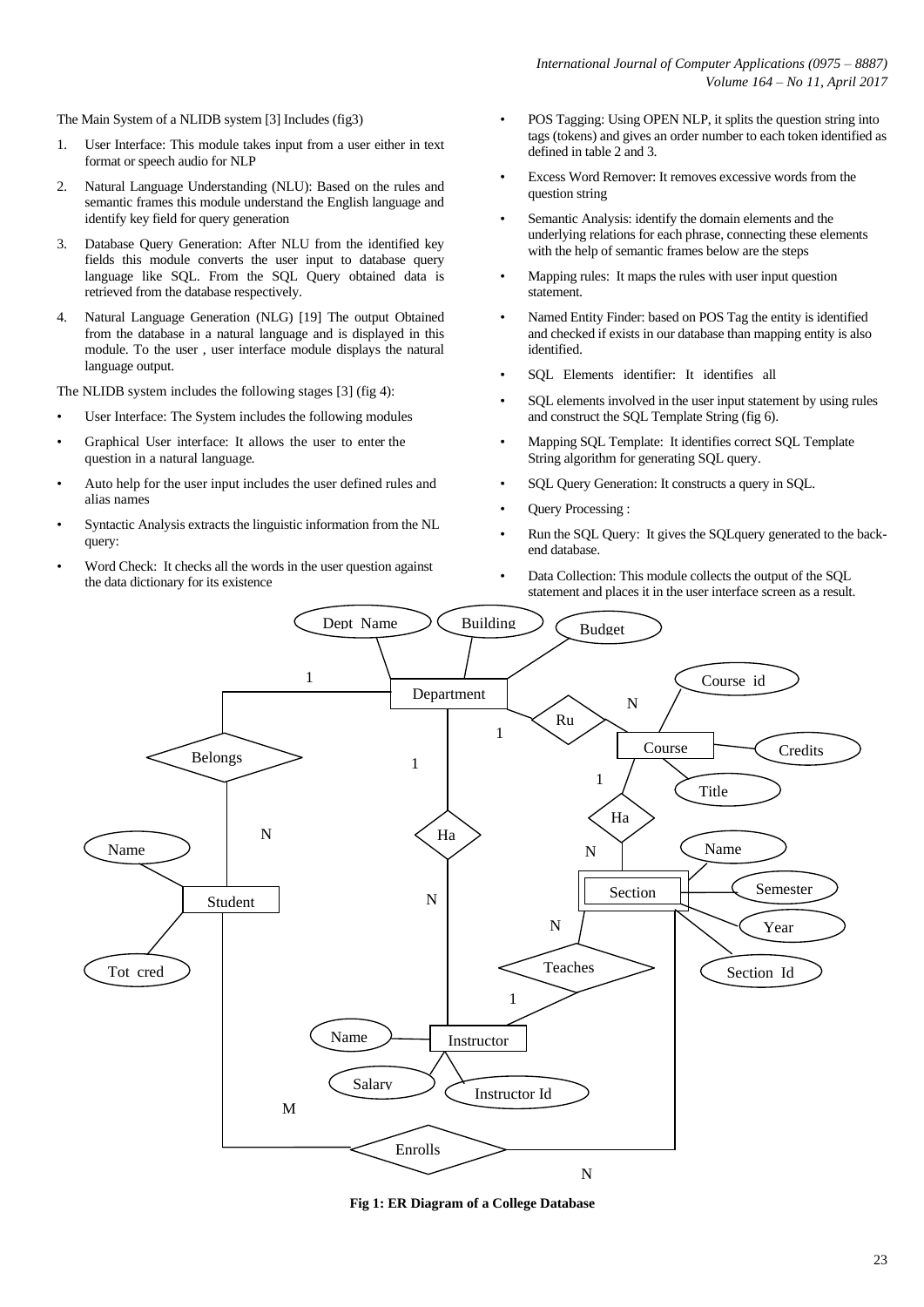The Main System of a NLIDB system [3] Includes (fig3)

1. User Interface: This module takes input from a user either in text format or speech audio for NLP
2. Natural Language Understanding (NLU): Based on the rules and semantic frames this module understand the English language and identify key field for query generation
3. Database Query Generation: After NLU from the identified key fields this module converts the user input to database query language like SQL. From the SQL Query obtained data is retrieved from the database respectively.
4. Natural Language Generation (NLG) [19] The output Obtained from the database in a natural language and is displayed in this module. To the user , user interface module displays the natural language output.

The NLIDB system includes the following stages [3] (fig 4):

- User Interface: The System includes the following modules
- Graphical User interface: It allows the user to enter the question in a natural language.
- Auto help for the user input includes the user defined rules and alias names
- Syntactic Analysis extracts the linguistic information from the NL query:
- Word Check: It checks all the words in the user question against the data dictionary for its existence
- POS Tagging: Using OPEN NLP, it splits the question string into tags (tokens) and gives an order number to each token identified as defined in table 2 and 3.
- Excess Word Remover: It removes excessive words from the question string
- Semantic Analysis: identify the domain elements and the underlying relations for each phrase, connecting these elements with the help of semantic frames below are the steps
- Mapping rules: It maps the rules with user input question statement.
- Named Entity Finder: based on POS Tag the entity is identified and checked if exists in our database than mapping entity is also identified.
- SQL Elements identifier: It identifies all
- SQL elements involved in the user input statement by using rules and construct the SQL Template String (fig 6).
- Mapping SQL Template: It identifies correct SQL Template String algorithm for generating SQL query.
- SQL Query Generation: It constructs a query in SQL.
- Query Processing :
- Run the SQL Query: It gives the SQLquery generated to the back-end database.
- Data Collection: This module collects the output of the SQL statement and places it in the user interface screen as a result.

**Fig 1: ER Diagram of a College Database**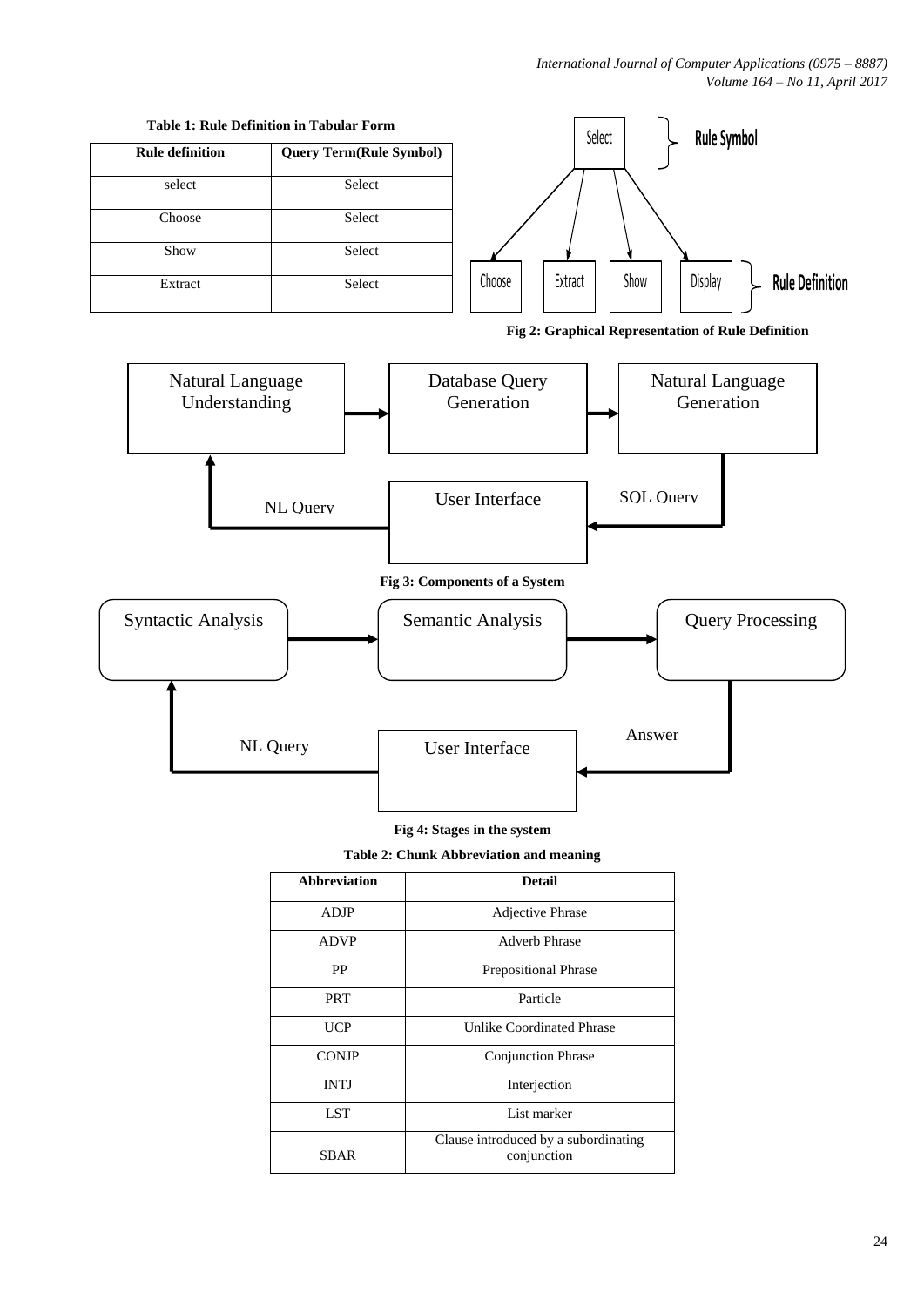**Table 1: Rule Definition in Tabular Form**

| Rule definition | Query Term(Rule Symbol) |
|---|---|
| select | Select |
| Choose | Select |
| Show | Select |
| Extract | Select |

Select — Rule Symbol

Choose, Extract, Show, Display — Rule Definition

**Fig 2: Graphical Representation of Rule Definition**

Natural Language Understanding → Database Query Generation → Natural Language Generation → SQL Query → User Interface → NL Query → Natural Language Understanding

**Fig 3: Components of a System**

Syntactic Analysis → Semantic Analysis → Query Processing → Answer → User Interface → NL Query → Syntactic Analysis

**Fig 4: Stages in the system**

**Table 2: Chunk Abbreviation and meaning**

| Abbreviation | Detail |
|---|---|
| ADJP | Adjective Phrase |
| ADVP | Adverb Phrase |
| PP | Prepositional Phrase |
| PRT | Particle |
| UCP | Unlike Coordinated Phrase |
| CONJP | Conjunction Phrase |
| INTJ | Interjection |
| LST | List marker |
| SBAR | Clause introduced by a subordinating conjunction |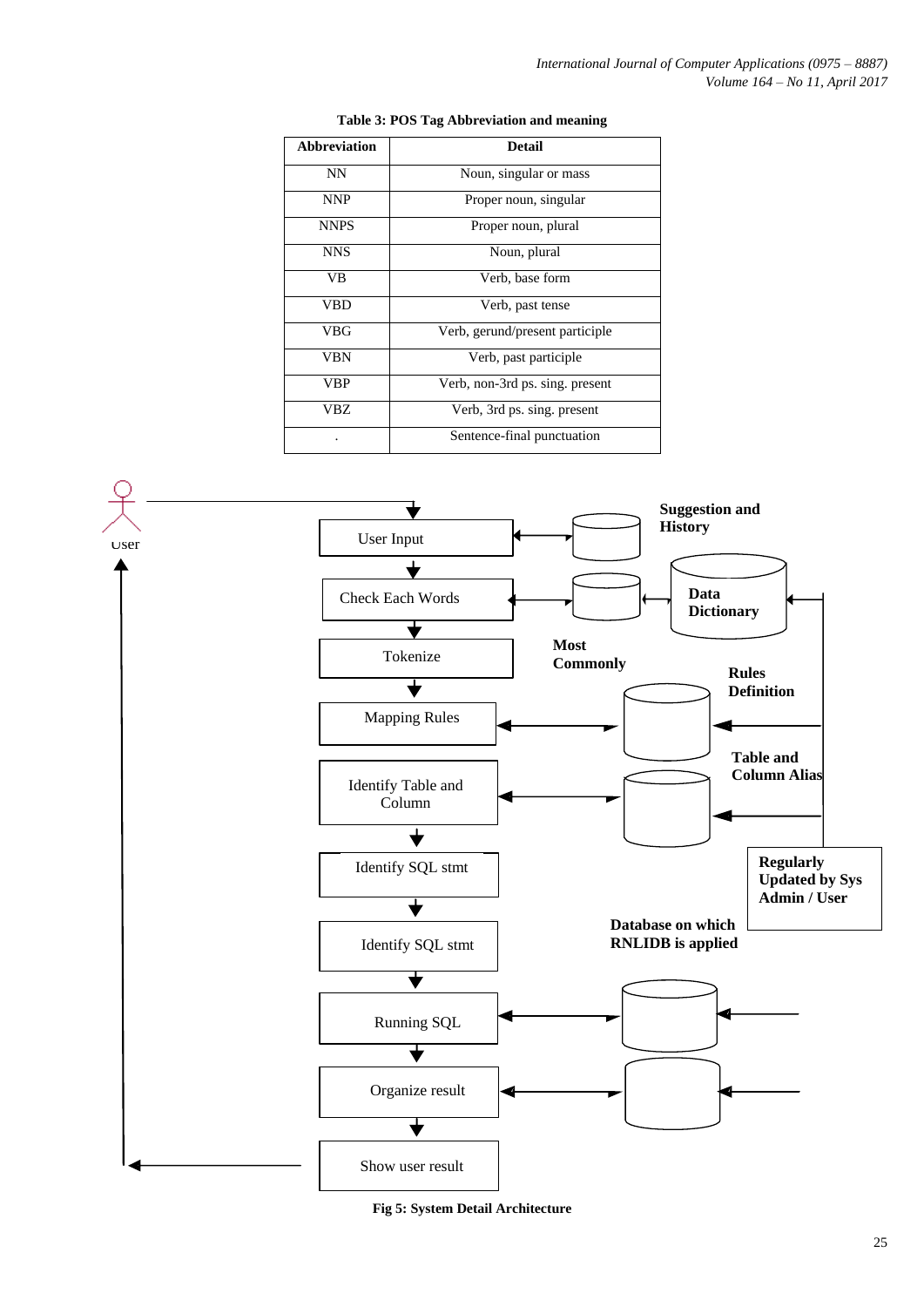**Table 3: POS Tag Abbreviation and meaning**

| Abbreviation | Detail |
|---|---|
| NN | Noun, singular or mass |
| NNP | Proper noun, singular |
| NNPS | Proper noun, plural |
| NNS | Noun, plural |
| VB | Verb, base form |
| VBD | Verb, past tense |
| VBG | Verb, gerund/present participle |
| VBN | Verb, past participle |
| VBP | Verb, non-3rd ps. sing. present |
| VBZ | Verb, 3rd ps. sing. present |
| . | Sentence-final punctuation |

User

User Input

Suggestion and History

Check Each Words

Data Dictionary

Tokenize

Most Commonly

Rules Definition

Mapping Rules

Table and Column Alias

Identify Table and Column

Identify SQL stmt

Regularly Updated by Sys Admin / User

Identify SQL stmt

Database on which RNLIDB is applied

Running SQL

Organize result

Show user result

**Fig 5: System Detail Architecture**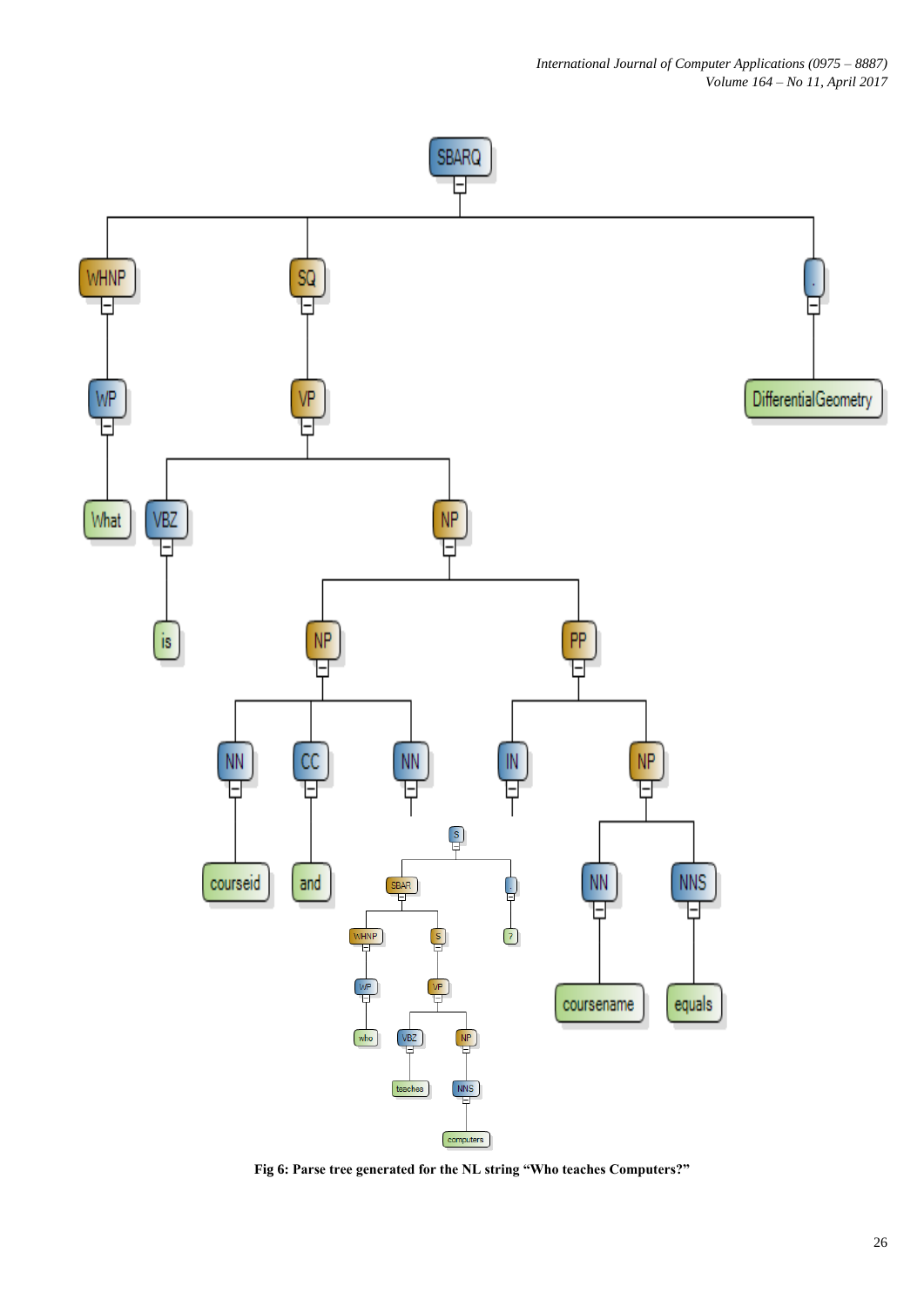Fig 6: Parse tree generated for the NL string "Who teaches Computers?"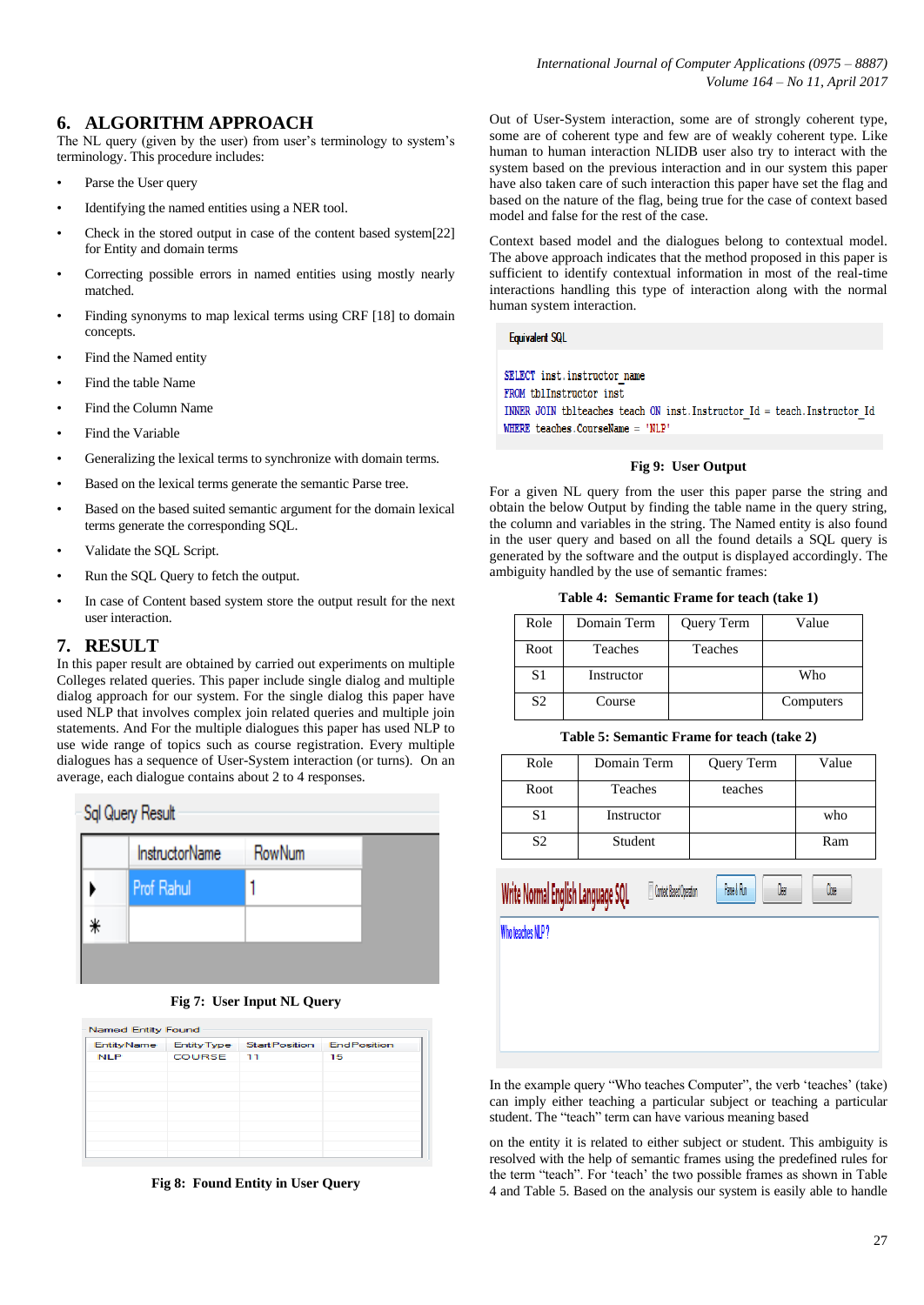## 6. ALGORITHM APPROACH

The NL query (given by the user) from user's terminology to system's terminology. This procedure includes:

- Parse the User query
- Identifying the named entities using a NER tool.
- Check in the stored output in case of the content based system[22] for Entity and domain terms
- Correcting possible errors in named entities using mostly nearly matched.
- Finding synonyms to map lexical terms using CRF [18] to domain concepts.
- Find the Named entity
- Find the table Name
- Find the Column Name
- Find the Variable
- Generalizing the lexical terms to synchronize with domain terms.
- Based on the lexical terms generate the semantic Parse tree.
- Based on the based suited semantic argument for the domain lexical terms generate the corresponding SQL.
- Validate the SQL Script.
- Run the SQL Query to fetch the output.
- In case of Content based system store the output result for the next user interaction.

## 7. RESULT

In this paper result are obtained by carried out experiments on multiple Colleges related queries. This paper include single dialog and multiple dialog approach for our system. For the single dialog this paper have used NLP that involves complex join related queries and multiple join statements. And For the multiple dialogues this paper has used NLP to use wide range of topics such as course registration. Every multiple dialogues has a sequence of User-System interaction (or turns). On an average, each dialogue contains about 2 to 4 responses.

Sql Query Result

| | InstructorName | RowNum |
|---|---|---|
| ▶ | Prof Rahul | 1 |
| * | | |

**Fig 7: User Input NL Query**

Named Entity Found

| EntityName | EntityType | StartPosition | EndPosition |
|---|---|---|---|
| NLP | COURSE | 11 | 15 |

**Fig 8: Found Entity in User Query**

Out of User-System interaction, some are of strongly coherent type, some are of coherent type and few are of weakly coherent type. Like human to human interaction NLIDB user also try to interact with the system based on the previous interaction and in our system this paper have also taken care of such interaction this paper have set the flag and based on the nature of the flag, being true for the case of context based model and false for the rest of the case.

Context based model and the dialogues belong to contextual model. The above approach indicates that the method proposed in this paper is sufficient to identify contextual information in most of the real-time interactions handling this type of interaction along with the normal human system interaction.

Equivalent SQL

```
SELECT inst.instructor_name
FROM tblInstructor inst
INNER JOIN tblteaches teach ON inst.Instructor_Id = teach.Instructor_Id
WHERE teaches.CourseName = 'NLP'
```

**Fig 9: User Output**

For a given NL query from the user this paper parse the string and obtain the below Output by finding the table name in the query string, the column and variables in the string. The Named entity is also found in the user query and based on all the found details a SQL query is generated by the software and the output is displayed accordingly. The ambiguity handled by the use of semantic frames:

**Table 4: Semantic Frame for teach (take 1)**

| Role | Domain Term | Query Term | Value |
|---|---|---|---|
| Root | Teaches | Teaches | |
| S1 | Instructor | | Who |
| S2 | Course | | Computers |

**Table 5: Semantic Frame for teach (take 2)**

| Role | Domain Term | Query Term | Value |
|---|---|---|---|
| Root | Teaches | teaches | |
| S1 | Instructor | | who |
| S2 | Student | | Ram |

Write Normal English Language SQL   Context Based Operation   Parse & Run   Clear   Close

Who teaches NLP ?

In the example query "Who teaches Computer", the verb 'teaches' (take) can imply either teaching a particular subject or teaching a particular student. The "teach" term can have various meaning based on the entity it is related to either subject or student. This ambiguity is resolved with the help of semantic frames using the predefined rules for the term "teach". For 'teach' the two possible frames as shown in Table 4 and Table 5. Based on the analysis our system is easily able to handle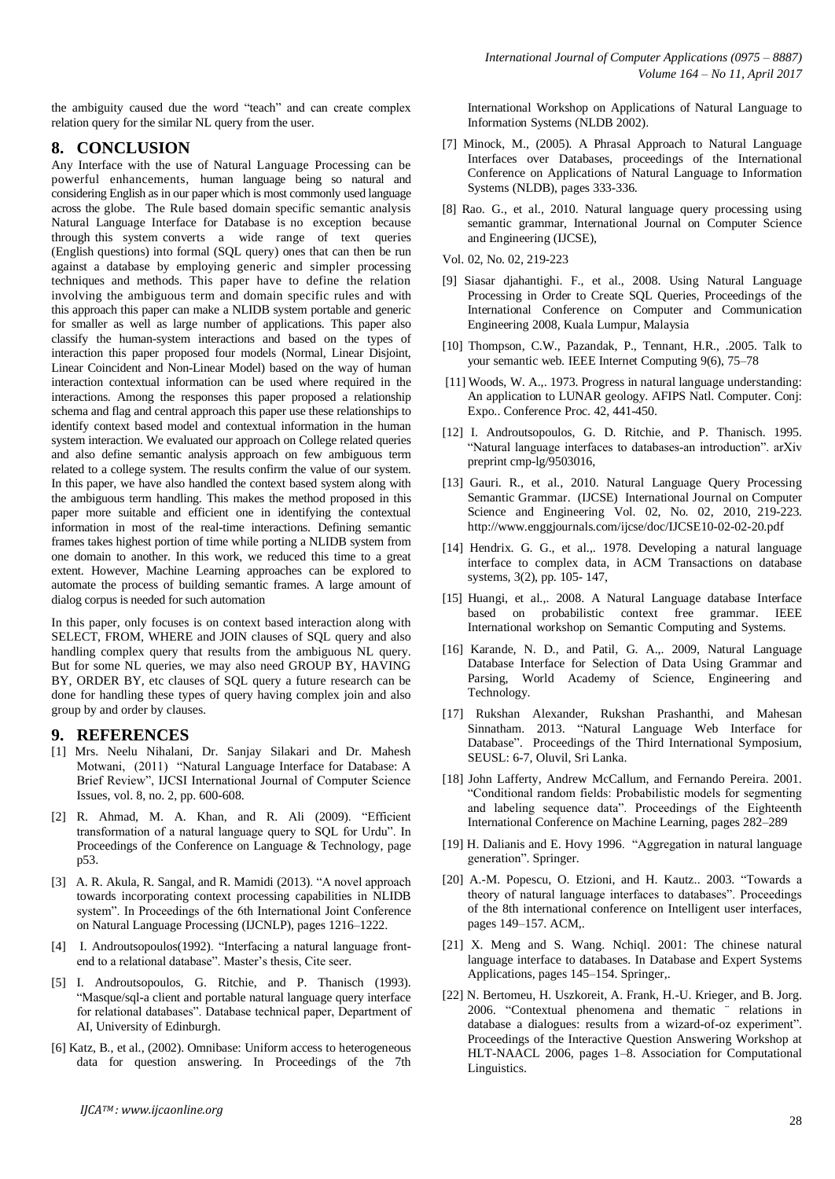the ambiguity caused due the word "teach" and can create complex relation query for the similar NL query from the user.

## 8. CONCLUSION

Any Interface with the use of Natural Language Processing can be powerful enhancements, human language being so natural and considering English as in our paper which is most commonly used language across the globe. The Rule based domain specific semantic analysis Natural Language Interface for Database is no exception because through this system converts a wide range of text queries (English questions) into formal (SQL query) ones that can then be run against a database by employing generic and simpler processing techniques and methods. This paper have to define the relation involving the ambiguous term and domain specific rules and with this approach this paper can make a NLIDB system portable and generic for smaller as well as large number of applications. This paper also classify the human-system interactions and based on the types of interaction this paper proposed four models (Normal, Linear Disjoint, Linear Coincident and Non-Linear Model) based on the way of human interaction contextual information can be used where required in the interactions. Among the responses this paper proposed a relationship schema and flag and central approach this paper use these relationships to identify context based model and contextual information in the human system interaction. We evaluated our approach on College related queries and also define semantic analysis approach on few ambiguous term related to a college system. The results confirm the value of our system. In this paper, we have also handled the context based system along with the ambiguous term handling. This makes the method proposed in this paper more suitable and efficient one in identifying the contextual information in most of the real-time interactions. Defining semantic frames takes highest portion of time while porting a NLIDB system from one domain to another. In this work, we reduced this time to a great extent. However, Machine Learning approaches can be explored to automate the process of building semantic frames. A large amount of dialog corpus is needed for such automation

In this paper, only focuses is on context based interaction along with SELECT, FROM, WHERE and JOIN clauses of SQL query and also handling complex query that results from the ambiguous NL query. But for some NL queries, we may also need GROUP BY, HAVING BY, ORDER BY, etc clauses of SQL query a future research can be done for handling these types of query having complex join and also group by and order by clauses.

## 9. REFERENCES

[1] Mrs. Neelu Nihalani, Dr. Sanjay Silakari and Dr. Mahesh Motwani, (2011) "Natural Language Interface for Database: A Brief Review", IJCSI International Journal of Computer Science Issues, vol. 8, no. 2, pp. 600-608.

[2] R. Ahmad, M. A. Khan, and R. Ali (2009). "Efficient transformation of a natural language query to SQL for Urdu". In Proceedings of the Conference on Language & Technology, page p53.

[3] A. R. Akula, R. Sangal, and R. Mamidi (2013). "A novel approach towards incorporating context processing capabilities in NLIDB system". In Proceedings of the 6th International Joint Conference on Natural Language Processing (IJCNLP), pages 1216–1222.

[4] I. Androutsopoulos(1992). "Interfacing a natural language front-end to a relational database". Master's thesis, Cite seer.

[5] I. Androutsopoulos, G. Ritchie, and P. Thanisch (1993). "Masque/sql-a client and portable natural language query interface for relational databases". Database technical paper, Department of AI, University of Edinburgh.

[6] Katz, B., et al., (2002). Omnibase: Uniform access to heterogeneous data for question answering. In Proceedings of the 7th International Workshop on Applications of Natural Language to Information Systems (NLDB 2002).

[7] Minock, M., (2005). A Phrasal Approach to Natural Language Interfaces over Databases, proceedings of the International Conference on Applications of Natural Language to Information Systems (NLDB), pages 333-336.

[8] Rao. G., et al., 2010. Natural language query processing using semantic grammar, International Journal on Computer Science and Engineering (IJCSE),

Vol. 02, No. 02, 219-223

[9] Siasar djahantighi. F., et al., 2008. Using Natural Language Processing in Order to Create SQL Queries, Proceedings of the International Conference on Computer and Communication Engineering 2008, Kuala Lumpur, Malaysia

[10] Thompson, C.W., Pazandak, P., Tennant, H.R., .2005. Talk to your semantic web. IEEE Internet Computing 9(6), 75–78

[11] Woods, W. A.,. 1973. Progress in natural language understanding: An application to LUNAR geology. AFIPS Natl. Computer. Conj: Expo.. Conference Proc. 42, 441-450.

[12] I. Androutsopoulos, G. D. Ritchie, and P. Thanisch. 1995. "Natural language interfaces to databases-an introduction". arXiv preprint cmp-lg/9503016,

[13] Gauri. R., et al., 2010. Natural Language Query Processing Semantic Grammar. (IJCSE) International Journal on Computer Science and Engineering Vol. 02, No. 02, 2010, 219-223. http://www.enggjournals.com/ijcse/doc/IJCSE10-02-02-20.pdf

[14] Hendrix. G. G., et al.,. 1978. Developing a natural language interface to complex data, in ACM Transactions on database systems, 3(2), pp. 105- 147,

[15] Huangi, et al.,. 2008. A Natural Language database Interface based on probabilistic context free grammar. IEEE International workshop on Semantic Computing and Systems.

[16] Karande, N. D., and Patil, G. A.,. 2009, Natural Language Database Interface for Selection of Data Using Grammar and Parsing, World Academy of Science, Engineering and Technology.

[17] Rukshan Alexander, Rukshan Prashanthi, and Mahesan Sinnatham. 2013. "Natural Language Web Interface for Database". Proceedings of the Third International Symposium, SEUSL: 6-7, Oluvil, Sri Lanka.

[18] John Lafferty, Andrew McCallum, and Fernando Pereira. 2001. "Conditional random fields: Probabilistic models for segmenting and labeling sequence data". Proceedings of the Eighteenth International Conference on Machine Learning, pages 282–289

[19] H. Dalianis and E. Hovy 1996. "Aggregation in natural language generation". Springer.

[20] A.-M. Popescu, O. Etzioni, and H. Kautz.. 2003. "Towards a theory of natural language interfaces to databases". Proceedings of the 8th international conference on Intelligent user interfaces, pages 149–157. ACM,.

[21] X. Meng and S. Wang. Nchiql. 2001: The chinese natural language interface to databases. In Database and Expert Systems Applications, pages 145–154. Springer,.

[22] N. Bertomeu, H. Uszkoreit, A. Frank, H.-U. Krieger, and B. Jorg. 2006. "Contextual phenomena and thematic ¨ relations in database a dialogues: results from a wizard-of-oz experiment". Proceedings of the Interactive Question Answering Workshop at HLT-NAACL 2006, pages 1–8. Association for Computational Linguistics.